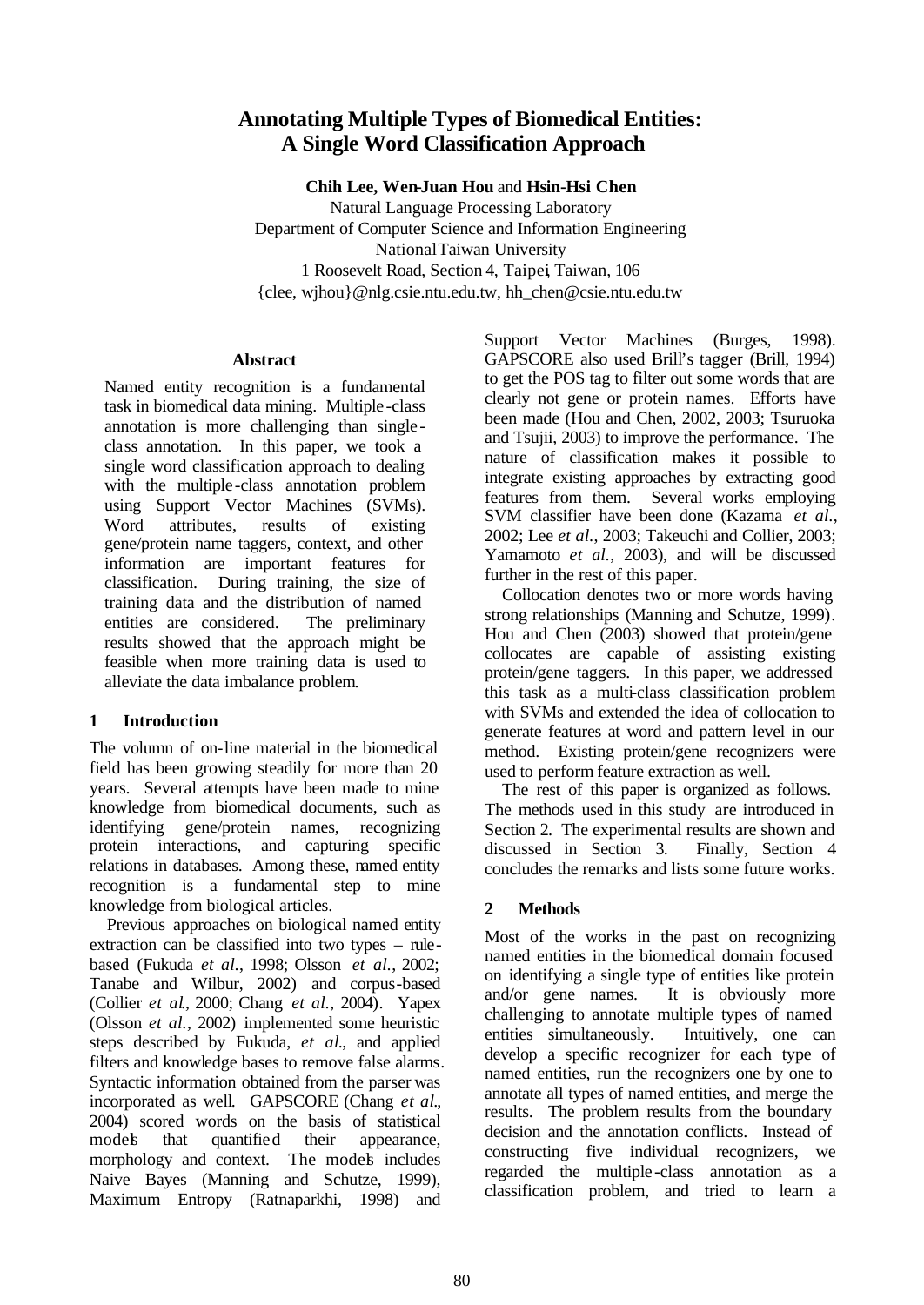# Annotating Multiple Types of Biomedical Entities: A Single Word Classification Approach

**Chih Lee, Wen-Juan Hou** and **Hsin-Hsi Chen**

Natural Language Processing Laboratory
Department of Computer Science and Information Engineering
National Taiwan University
1 Roosevelt Road, Section 4, Taipei, Taiwan, 106
{clee, wjhou}@nlg.csie.ntu.edu.tw, hh_chen@csie.ntu.edu.tw

## Abstract

Named entity recognition is a fundamental task in biomedical data mining. Multiple-class annotation is more challenging than single-class annotation. In this paper, we took a single word classification approach to dealing with the multiple-class annotation problem using Support Vector Machines (SVMs). Word attributes, results of existing gene/protein name taggers, context, and other information are important features for classification. During training, the size of training data and the distribution of named entities are considered. The preliminary results showed that the approach might be feasible when more training data is used to alleviate the data imbalance problem.

## 1 Introduction

The volumn of on-line material in the biomedical field has been growing steadily for more than 20 years. Several attempts have been made to mine knowledge from biomedical documents, such as identifying gene/protein names, recognizing protein interactions, and capturing specific relations in databases. Among these, named entity recognition is a fundamental step to mine knowledge from biological articles.

Previous approaches on biological named entity extraction can be classified into two types – rule-based (Fukuda *et al.*, 1998; Olsson *et al.*, 2002; Tanabe and Wilbur, 2002) and corpus-based (Collier *et al.*, 2000; Chang *et al.*, 2004). Yapex (Olsson *et al.*, 2002) implemented some heuristic steps described by Fukuda, *et al.*, and applied filters and knowledge bases to remove false alarms. Syntactic information obtained from the parser was incorporated as well. GAPSCORE (Chang *et al.*, 2004) scored words on the basis of statistical models that quantified their appearance, morphology and context. The models includes Naive Bayes (Manning and Schutze, 1999), Maximum Entropy (Ratnaparkhi, 1998) and Support Vector Machines (Burges, 1998). GAPSCORE also used Brill's tagger (Brill, 1994) to get the POS tag to filter out some words that are clearly not gene or protein names. Efforts have been made (Hou and Chen, 2002, 2003; Tsuruoka and Tsujii, 2003) to improve the performance. The nature of classification makes it possible to integrate existing approaches by extracting good features from them. Several works employing SVM classifier have been done (Kazama *et al.*, 2002; Lee *et al.*, 2003; Takeuchi and Collier, 2003; Yamamoto *et al.*, 2003), and will be discussed further in the rest of this paper.

Collocation denotes two or more words having strong relationships (Manning and Schutze, 1999). Hou and Chen (2003) showed that protein/gene collocates are capable of assisting existing protein/gene taggers. In this paper, we addressed this task as a multi-class classification problem with SVMs and extended the idea of collocation to generate features at word and pattern level in our method. Existing protein/gene recognizers were used to perform feature extraction as well.

The rest of this paper is organized as follows. The methods used in this study are introduced in Section 2. The experimental results are shown and discussed in Section 3. Finally, Section 4 concludes the remarks and lists some future works.

## 2 Methods

Most of the works in the past on recognizing named entities in the biomedical domain focused on identifying a single type of entities like protein and/or gene names. It is obviously more challenging to annotate multiple types of named entities simultaneously. Intuitively, one can develop a specific recognizer for each type of named entities, run the recognizers one by one to annotate all types of named entities, and merge the results. The problem results from the boundary decision and the annotation conflicts. Instead of constructing five individual recognizers, we regarded the multiple-class annotation as a classification problem, and tried to learn a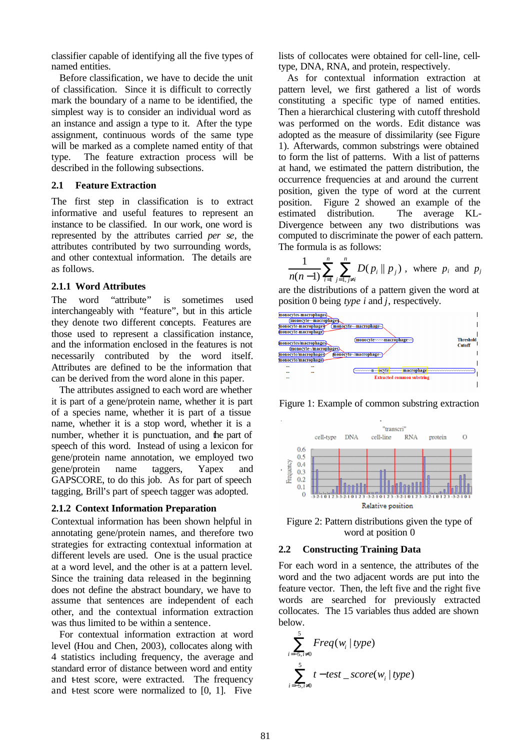classifier capable of identifying all the five types of named entities.

Before classification, we have to decide the unit of classification. Since it is difficult to correctly mark the boundary of a name to be identified, the simplest way is to consider an individual word as an instance and assign a type to it. After the type assignment, continuous words of the same type will be marked as a complete named entity of that type. The feature extraction process will be described in the following subsections.

## 2.1 Feature Extraction

The first step in classification is to extract informative and useful features to represent an instance to be classified. In our work, one word is represented by the attributes carried *per se*, the attributes contributed by two surrounding words, and other contextual information. The details are as follows.

### 2.1.1 Word Attributes

The word "attribute" is sometimes used interchangeably with "feature", but in this article they denote two different concepts. Features are those used to represent a classification instance, and the information enclosed in the features is not necessarily contributed by the word itself. Attributes are defined to be the information that can be derived from the word alone in this paper.

The attributes assigned to each word are whether it is part of a gene/protein name, whether it is part of a species name, whether it is part of a tissue name, whether it is a stop word, whether it is a number, whether it is punctuation, and the part of speech of this word. Instead of using a lexicon for gene/protein name annotation, we employed two gene/protein name taggers, Yapex and GAPSCORE, to do this job. As for part of speech tagging, Brill's part of speech tagger was adopted.

### 2.1.2 Context Information Preparation

Contextual information has been shown helpful in annotating gene/protein names, and therefore two strategies for extracting contextual information at different levels are used. One is the usual practice at a word level, and the other is at a pattern level. Since the training data released in the beginning does not define the abstract boundary, we have to assume that sentences are independent of each other, and the contextual information extraction was thus limited to be within a sentence.

For contextual information extraction at word level (Hou and Chen, 2003), collocates along with 4 statistics including frequency, the average and standard error of distance between word and entity and t-test score, were extracted. The frequency and t-test score were normalized to [0, 1]. Five lists of collocates were obtained for cell-line, cell-type, DNA, RNA, and protein, respectively.

As for contextual information extraction at pattern level, we first gathered a list of words constituting a specific type of named entities. Then a hierarchical clustering with cutoff threshold was performed on the words. Edit distance was adopted as the measure of dissimilarity (see Figure 1). Afterwards, common substrings were obtained to form the list of patterns. With a list of patterns at hand, we estimated the pattern distribution, the occurrence frequencies at and around the current position, given the type of word at the current position. Figure 2 showed an example of the estimated distribution. The average KL-Divergence between any two distributions was computed to discriminate the power of each pattern. The formula is as follows:

$$\frac{1}{n(n-1)}\sum_{i=1}^{n}\sum_{j=1, j\neq i}^{n} D(p_i \| p_j)\ ,\ \text{where } p_i \text{ and } p_j$$

are the distributions of a pattern given the word at position 0 being *type i* and *j*, respectively.

Figure 1: Example of common substring extraction

Figure 2: Pattern distributions given the type of word at position 0

## 2.2 Constructing Training Data

For each word in a sentence, the attributes of the word and the two adjacent words are put into the feature vector. Then, the left five and the right five words are searched for previously extracted collocates. The 15 variables thus added are shown below.

$$\sum_{i=-5, i\neq 0}^{5} Freq(w_i \mid type)$$

$$\sum_{i=-5, i\neq 0}^{5} t-test\_score(w_i \mid type)$$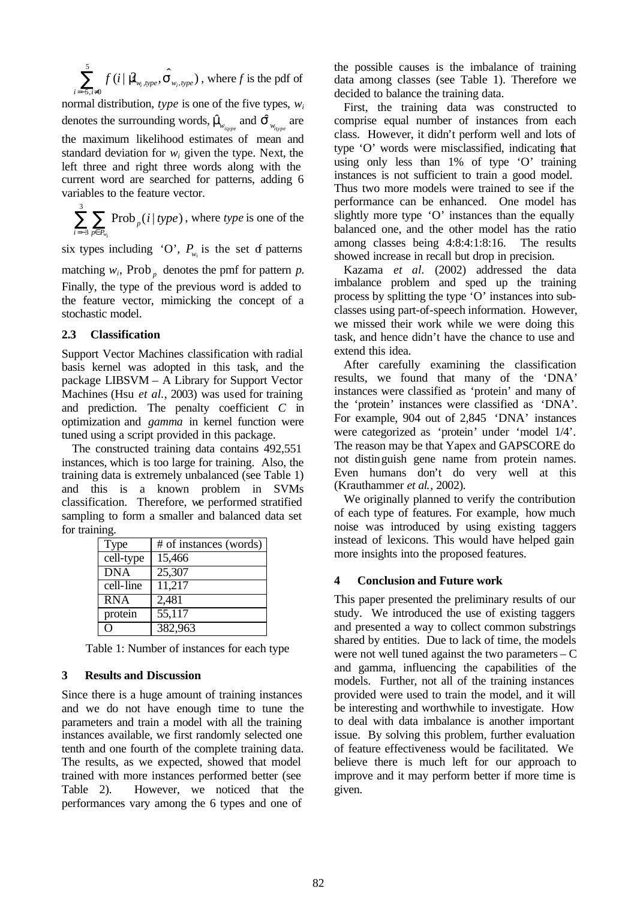$\sum_{i=-5, i\neq 0}^{5} f(i \mid \hat{\mu}_{w_i,type}, \hat{\sigma}_{w_i,type})$, where $f$ is the pdf of normal distribution, *type* is one of the five types, $w_i$ denotes the surrounding words, $\hat{\mu}_{w_{itype}}$ and $\hat{\sigma}_{w_{itype}}$ are the maximum likelihood estimates of mean and standard deviation for $w_i$ given the type. Next, the left three and right three words along with the current word are searched for patterns, adding 6 variables to the feature vector.

$\sum_{i=-3}^{3} \sum_{p \in P_{w_i}} \text{Prob}_p(i \mid type)$, where *type* is one of the six types including 'O', $P_{w_i}$ is the set of patterns matching $w_i$, $\text{Prob}_p$ denotes the pmf for pattern *p*. Finally, the type of the previous word is added to the feature vector, mimicking the concept of a stochastic model.

### 2.3 Classification

Support Vector Machines classification with radial basis kernel was adopted in this task, and the package LIBSVM – A Library for Support Vector Machines (Hsu *et al.*, 2003) was used for training and prediction. The penalty coefficient *C* in optimization and *gamma* in kernel function were tuned using a script provided in this package.

The constructed training data contains 492,551 instances, which is too large for training. Also, the training data is extremely unbalanced (see Table 1) and this is a known problem in SVMs classification. Therefore, we performed stratified sampling to form a smaller and balanced data set for training.

| Type | # of instances (words) |
|---|---|
| cell-type | 15,466 |
| DNA | 25,307 |
| cell-line | 11,217 |
| RNA | 2,481 |
| protein | 55,117 |
| O | 382,963 |

Table 1: Number of instances for each type

## 3 Results and Discussion

Since there is a huge amount of training instances and we do not have enough time to tune the parameters and train a model with all the training instances available, we first randomly selected one tenth and one fourth of the complete training data. The results, as we expected, showed that model trained with more instances performed better (see Table 2). However, we noticed that the performances vary among the 6 types and one of the possible causes is the imbalance of training data among classes (see Table 1). Therefore we decided to balance the training data.

First, the training data was constructed to comprise equal number of instances from each class. However, it didn't perform well and lots of type 'O' words were misclassified, indicating that using only less than 1% of type 'O' training instances is not sufficient to train a good model. Thus two more models were trained to see if the performance can be enhanced. One model has slightly more type 'O' instances than the equally balanced one, and the other model has the ratio among classes being 4:8:4:1:8:16. The results showed increase in recall but drop in precision.

Kazama *et al.* (2002) addressed the data imbalance problem and sped up the training process by splitting the type 'O' instances into sub-classes using part-of-speech information. However, we missed their work while we were doing this task, and hence didn't have the chance to use and extend this idea.

After carefully examining the classification results, we found that many of the 'DNA' instances were classified as 'protein' and many of the 'protein' instances were classified as 'DNA'. For example, 904 out of 2,845 'DNA' instances were categorized as 'protein' under 'model 1/4'. The reason may be that Yapex and GAPSCORE do not distinguish gene name from protein names. Even humans don't do very well at this (Krauthammer *et al.*, 2002).

We originally planned to verify the contribution of each type of features. For example, how much noise was introduced by using existing taggers instead of lexicons. This would have helped gain more insights into the proposed features.

## 4 Conclusion and Future work

This paper presented the preliminary results of our study. We introduced the use of existing taggers and presented a way to collect common substrings shared by entities. Due to lack of time, the models were not well tuned against the two parameters – C and gamma, influencing the capabilities of the models. Further, not all of the training instances provided were used to train the model, and it will be interesting and worthwhile to investigate. How to deal with data imbalance is another important issue. By solving this problem, further evaluation of feature effectiveness would be facilitated. We believe there is much left for our approach to improve and it may perform better if more time is given.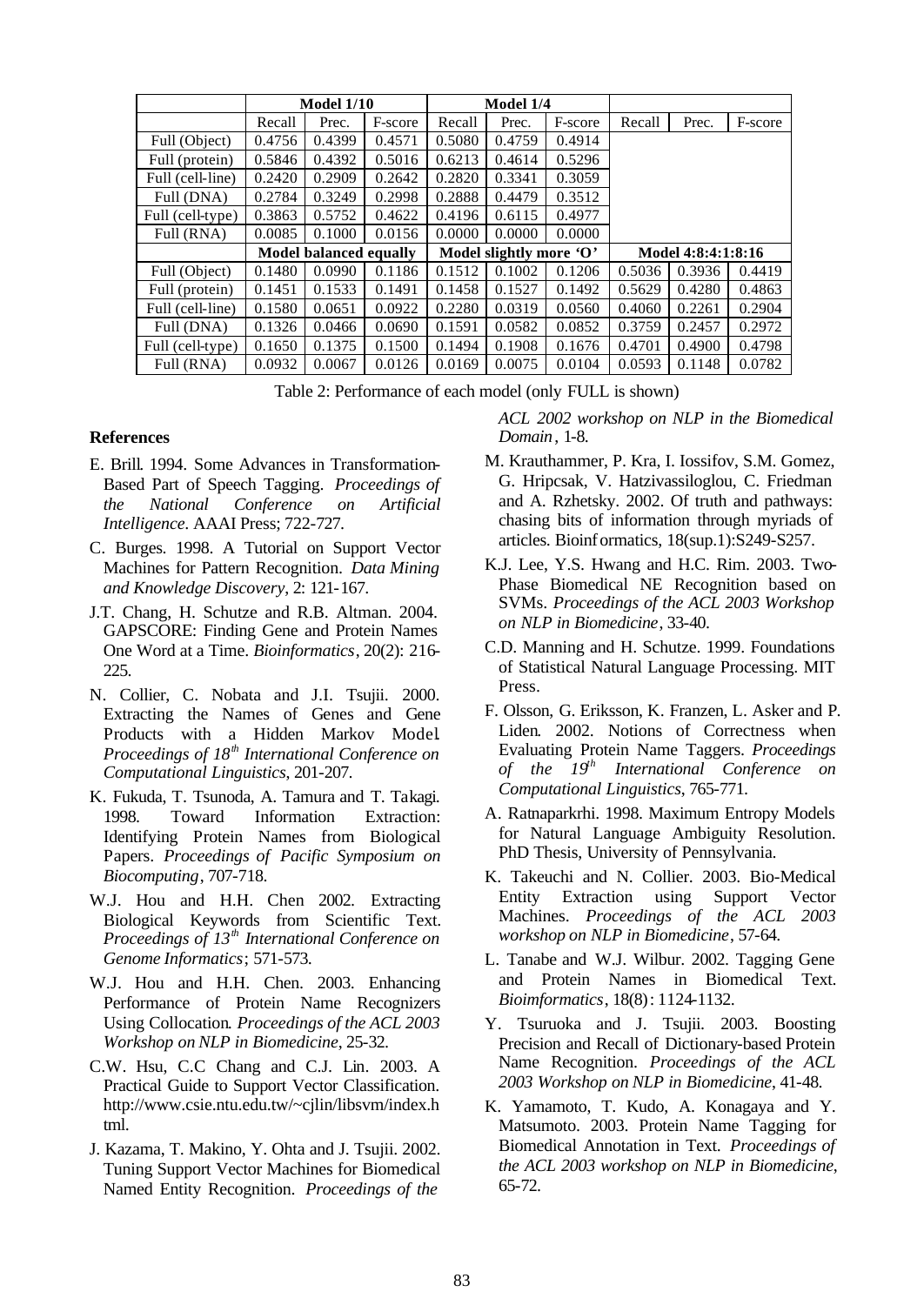| | Model 1/10 | | | Model 1/4 | | | | | |
|---|---|---|---|---|---|---|---|---|---|
| | Recall | Prec. | F-score | Recall | Prec. | F-score | Recall | Prec. | F-score |
| Full (Object) | 0.4756 | 0.4399 | 0.4571 | 0.5080 | 0.4759 | 0.4914 | | | |
| Full (protein) | 0.5846 | 0.4392 | 0.5016 | 0.6213 | 0.4614 | 0.5296 | | | |
| Full (cell-line) | 0.2420 | 0.2909 | 0.2642 | 0.2820 | 0.3341 | 0.3059 | | | |
| Full (DNA) | 0.2784 | 0.3249 | 0.2998 | 0.2888 | 0.4479 | 0.3512 | | | |
| Full (cell-type) | 0.3863 | 0.5752 | 0.4622 | 0.4196 | 0.6115 | 0.4977 | | | |
| Full (RNA) | 0.0085 | 0.1000 | 0.0156 | 0.0000 | 0.0000 | 0.0000 | | | |
| | **Model balanced equally** | | | **Model slightly more 'O'** | | | **Model 4:8:4:1:8:16** | | |
| Full (Object) | 0.1480 | 0.0990 | 0.1186 | 0.1512 | 0.1002 | 0.1206 | 0.5036 | 0.3936 | 0.4419 |
| Full (protein) | 0.1451 | 0.1533 | 0.1491 | 0.1458 | 0.1527 | 0.1492 | 0.5629 | 0.4280 | 0.4863 |
| Full (cell-line) | 0.1580 | 0.0651 | 0.0922 | 0.2280 | 0.0319 | 0.0560 | 0.4060 | 0.2261 | 0.2904 |
| Full (DNA) | 0.1326 | 0.0466 | 0.0690 | 0.1591 | 0.0582 | 0.0852 | 0.3759 | 0.2457 | 0.2972 |
| Full (cell-type) | 0.1650 | 0.1375 | 0.1500 | 0.1494 | 0.1908 | 0.1676 | 0.4701 | 0.4900 | 0.4798 |
| Full (RNA) | 0.0932 | 0.0067 | 0.0126 | 0.0169 | 0.0075 | 0.0104 | 0.0593 | 0.1148 | 0.0782 |

Table 2: Performance of each model (only FULL is shown)

## References

E. Brill. 1994. Some Advances in Transformation-Based Part of Speech Tagging. *Proceedings of the National Conference on Artificial Intelligence*. AAAI Press; 722-727.

C. Burges. 1998. A Tutorial on Support Vector Machines for Pattern Recognition. *Data Mining and Knowledge Discovery*, 2: 121-167.

J.T. Chang, H. Schutze and R.B. Altman. 2004. GAPSCORE: Finding Gene and Protein Names One Word at a Time. *Bioinformatics*, 20(2): 216-225.

N. Collier, C. Nobata and J.I. Tsujii. 2000. Extracting the Names of Genes and Gene Products with a Hidden Markov Model. *Proceedings of 18th International Conference on Computational Linguistics*, 201-207.

K. Fukuda, T. Tsunoda, A. Tamura and T. Takagi. 1998. Toward Information Extraction: Identifying Protein Names from Biological Papers. *Proceedings of Pacific Symposium on Biocomputing*, 707-718.

W.J. Hou and H.H. Chen 2002. Extracting Biological Keywords from Scientific Text. *Proceedings of 13th International Conference on Genome Informatics*; 571-573.

W.J. Hou and H.H. Chen. 2003. Enhancing Performance of Protein Name Recognizers Using Collocation. *Proceedings of the ACL 2003 Workshop on NLP in Biomedicine*, 25-32.

C.W. Hsu, C.C Chang and C.J. Lin. 2003. A Practical Guide to Support Vector Classification. http://www.csie.ntu.edu.tw/~cjlin/libsvm/index.html.

J. Kazama, T. Makino, Y. Ohta and J. Tsujii. 2002. Tuning Support Vector Machines for Biomedical Named Entity Recognition. *Proceedings of the ACL 2002 workshop on NLP in the Biomedical Domain*, 1-8.

M. Krauthammer, P. Kra, I. Iossifov, S.M. Gomez, G. Hripcsak, V. Hatzivassiloglou, C. Friedman and A. Rzhetsky. 2002. Of truth and pathways: chasing bits of information through myriads of articles. Bioinformatics, 18(sup.1):S249-S257.

K.J. Lee, Y.S. Hwang and H.C. Rim. 2003. Two-Phase Biomedical NE Recognition based on SVMs. *Proceedings of the ACL 2003 Workshop on NLP in Biomedicine*, 33-40.

C.D. Manning and H. Schutze. 1999. Foundations of Statistical Natural Language Processing. MIT Press.

F. Olsson, G. Eriksson, K. Franzen, L. Asker and P. Liden. 2002. Notions of Correctness when Evaluating Protein Name Taggers. *Proceedings of the 19th International Conference on Computational Linguistics*, 765-771.

A. Ratnaparkrhi. 1998. Maximum Entropy Models for Natural Language Ambiguity Resolution. PhD Thesis, University of Pennsylvania.

K. Takeuchi and N. Collier. 2003. Bio-Medical Entity Extraction using Support Vector Machines. *Proceedings of the ACL 2003 workshop on NLP in Biomedicine*, 57-64.

L. Tanabe and W.J. Wilbur. 2002. Tagging Gene and Protein Names in Biomedical Text. *Bioimformatics*, 18(8): 1124-1132.

Y. Tsuruoka and J. Tsujii. 2003. Boosting Precision and Recall of Dictionary-based Protein Name Recognition. *Proceedings of the ACL 2003 Workshop on NLP in Biomedicine*, 41-48.

K. Yamamoto, T. Kudo, A. Konagaya and Y. Matsumoto. 2003. Protein Name Tagging for Biomedical Annotation in Text. *Proceedings of the ACL 2003 workshop on NLP in Biomedicine*, 65-72.